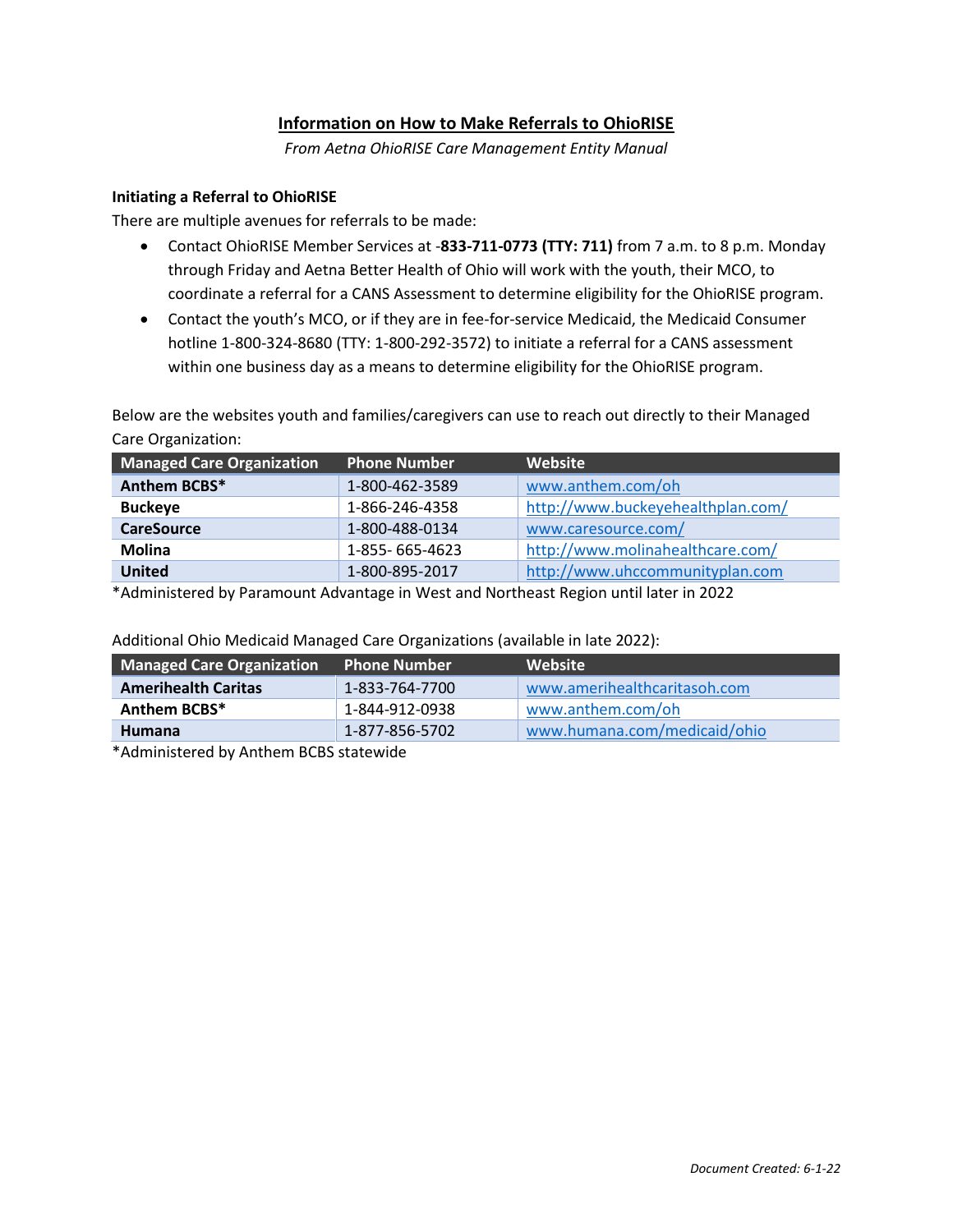# Information on How to Make Referrals to OhioRISE

*From Aetna OhioRISE Care Management Entity Manual*

**Initiating a Referral to OhioRISE**

There are multiple avenues for referrals to be made:

- Contact OhioRISE Member Services at -**833-711-0773 (TTY: 711)** from 7 a.m. to 8 p.m. Monday through Friday and Aetna Better Health of Ohio will work with the youth, their MCO, to coordinate a referral for a CANS Assessment to determine eligibility for the OhioRISE program.
- Contact the youth's MCO, or if they are in fee-for-service Medicaid, the Medicaid Consumer hotline 1-800-324-8680 (TTY: 1-800-292-3572) to initiate a referral for a CANS assessment within one business day as a means to determine eligibility for the OhioRISE program.

Below are the websites youth and families/caregivers can use to reach out directly to their Managed Care Organization:

| Managed Care Organization | Phone Number | Website |
|---|---|---|
| **Anthem BCBS*** | 1-800-462-3589 | www.anthem.com/oh |
| **Buckeye** | 1-866-246-4358 | http://www.buckeyehealthplan.com/ |
| **CareSource** | 1-800-488-0134 | www.caresource.com/ |
| **Molina** | 1-855- 665-4623 | http://www.molinahealthcare.com/ |
| **United** | 1-800-895-2017 | http://www.uhccommunityplan.com |

*Administered by Paramount Advantage in West and Northeast Region until later in 2022

Additional Ohio Medicaid Managed Care Organizations (available in late 2022):

| Managed Care Organization | Phone Number | Website |
|---|---|---|
| **Amerihealth Caritas** | 1-833-764-7700 | www.amerihealthcaritasoh.com |
| **Anthem BCBS*** | 1-844-912-0938 | www.anthem.com/oh |
| **Humana** | 1-877-856-5702 | www.humana.com/medicaid/ohio |

*Administered by Anthem BCBS statewide

*Document Created: 6-1-22*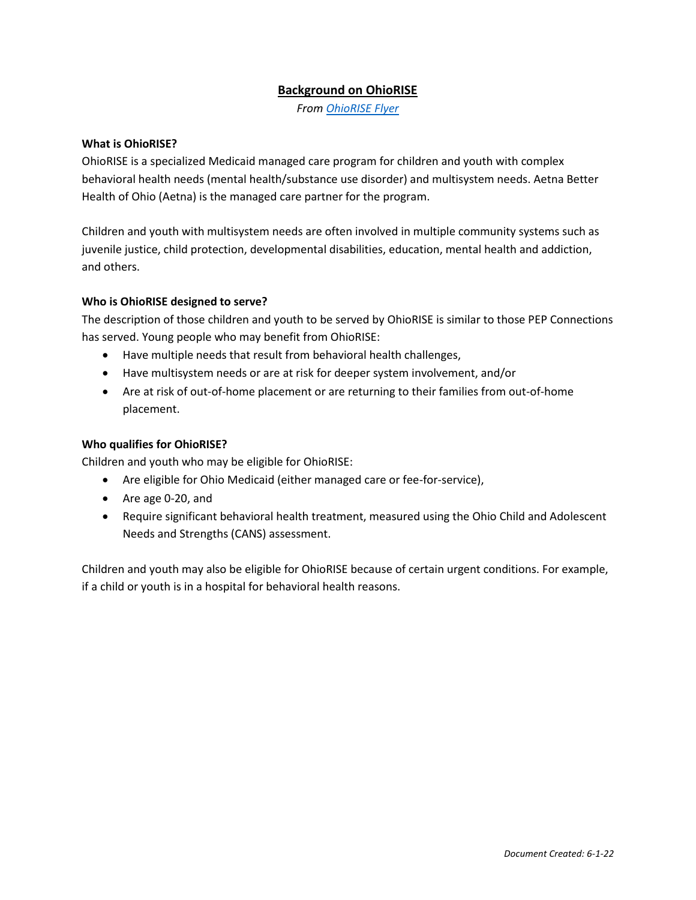## Background on OhioRISE

*From [OhioRISE Flyer]*

**What is OhioRISE?**

OhioRISE is a specialized Medicaid managed care program for children and youth with complex behavioral health needs (mental health/substance use disorder) and multisystem needs. Aetna Better Health of Ohio (Aetna) is the managed care partner for the program.

Children and youth with multisystem needs are often involved in multiple community systems such as juvenile justice, child protection, developmental disabilities, education, mental health and addiction, and others.

**Who is OhioRISE designed to serve?**

The description of those children and youth to be served by OhioRISE is similar to those PEP Connections has served. Young people who may benefit from OhioRISE:

- Have multiple needs that result from behavioral health challenges,
- Have multisystem needs or are at risk for deeper system involvement, and/or
- Are at risk of out-of-home placement or are returning to their families from out-of-home placement.

**Who qualifies for OhioRISE?**

Children and youth who may be eligible for OhioRISE:

- Are eligible for Ohio Medicaid (either managed care or fee-for-service),
- Are age 0-20, and
- Require significant behavioral health treatment, measured using the Ohio Child and Adolescent Needs and Strengths (CANS) assessment.

Children and youth may also be eligible for OhioRISE because of certain urgent conditions. For example, if a child or youth is in a hospital for behavioral health reasons.

*Document Created: 6-1-22*